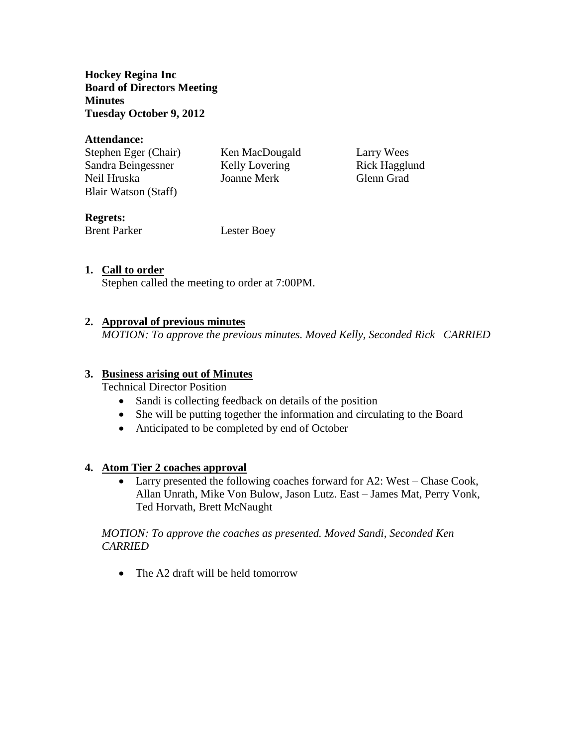**Hockey Regina Inc**
**Board of Directors Meeting**
**Minutes**
**Tuesday October 9, 2012**

**Attendance:**

| | | |
|---|---|---|
| Stephen Eger (Chair) | Ken MacDougald | Larry Wees |
| Sandra Beingessner | Kelly Lovering | Rick Hagglund |
| Neil Hruska | Joanne Merk | Glenn Grad |
| Blair Watson (Staff) | | |

**Regrets:**

Brent Parker    Lester Boey

1. **Call to order**
   Stephen called the meeting to order at 7:00PM.

2. **Approval of previous minutes**
   *MOTION: To approve the previous minutes. Moved Kelly, Seconded Rick  CARRIED*

3. **Business arising out of Minutes**
   Technical Director Position
   - Sandi is collecting feedback on details of the position
   - She will be putting together the information and circulating to the Board
   - Anticipated to be completed by end of October

4. **Atom Tier 2 coaches approval**
   - Larry presented the following coaches forward for A2: West – Chase Cook, Allan Unrath, Mike Von Bulow, Jason Lutz. East – James Mat, Perry Vonk, Ted Horvath, Brett McNaught

   *MOTION: To approve the coaches as presented. Moved Sandi, Seconded Ken CARRIED*

   - The A2 draft will be held tomorrow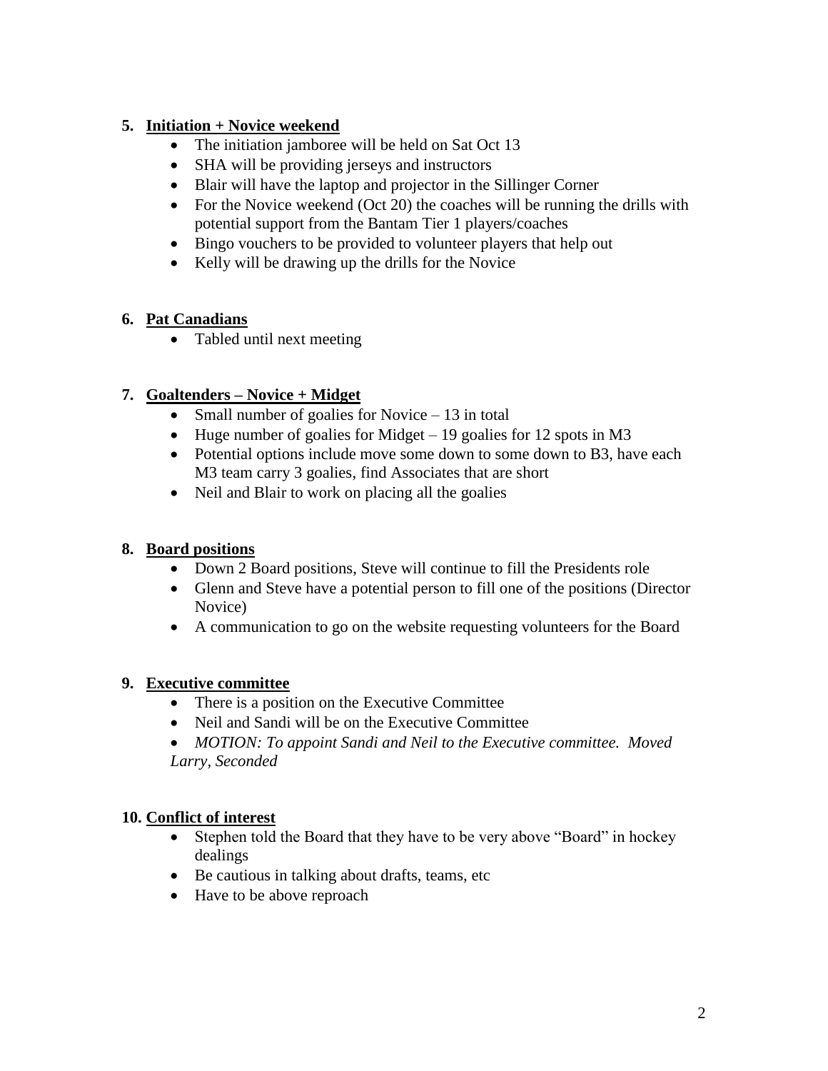5. **Initiation + Novice weekend**
   - The initiation jamboree will be held on Sat Oct 13
   - SHA will be providing jerseys and instructors
   - Blair will have the laptop and projector in the Sillinger Corner
   - For the Novice weekend (Oct 20) the coaches will be running the drills with potential support from the Bantam Tier 1 players/coaches
   - Bingo vouchers to be provided to volunteer players that help out
   - Kelly will be drawing up the drills for the Novice

6. **Pat Canadians**
   - Tabled until next meeting

7. **Goaltenders – Novice + Midget**
   - Small number of goalies for Novice – 13 in total
   - Huge number of goalies for Midget – 19 goalies for 12 spots in M3
   - Potential options include move some down to some down to B3, have each M3 team carry 3 goalies, find Associates that are short
   - Neil and Blair to work on placing all the goalies

8. **Board positions**
   - Down 2 Board positions, Steve will continue to fill the Presidents role
   - Glenn and Steve have a potential person to fill one of the positions (Director Novice)
   - A communication to go on the website requesting volunteers for the Board

9. **Executive committee**
   - There is a position on the Executive Committee
   - Neil and Sandi will be on the Executive Committee
   - *MOTION: To appoint Sandi and Neil to the Executive committee. Moved Larry, Seconded*

10. **Conflict of interest**
    - Stephen told the Board that they have to be very above "Board" in hockey dealings
    - Be cautious in talking about drafts, teams, etc
    - Have to be above reproach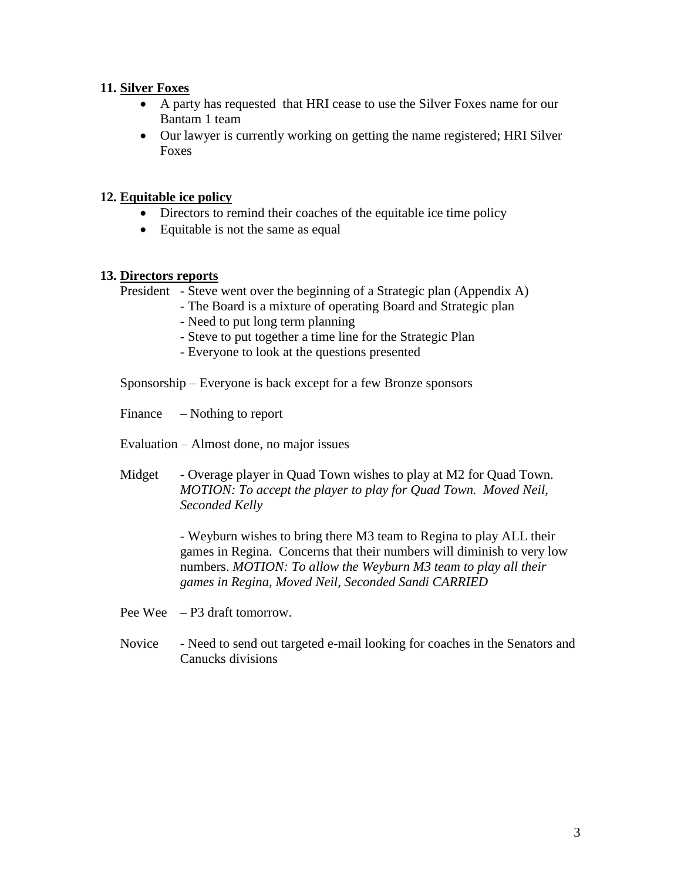**11. <u>Silver Foxes</u>**

- A party has requested  that HRI cease to use the Silver Foxes name for our Bantam 1 team
- Our lawyer is currently working on getting the name registered; HRI Silver Foxes

**12. <u>Equitable ice policy</u>**

- Directors to remind their coaches of the equitable ice time policy
- Equitable is not the same as equal

**13. <u>Directors reports</u>**

President - Steve went over the beginning of a Strategic plan (Appendix A)
- The Board is a mixture of operating Board and Strategic plan
- Need to put long term planning
- Steve to put together a time line for the Strategic Plan
- Everyone to look at the questions presented

Sponsorship – Everyone is back except for a few Bronze sponsors

Finance – Nothing to report

Evaluation – Almost done, no major issues

Midget - Overage player in Quad Town wishes to play at M2 for Quad Town. *MOTION: To accept the player to play for Quad Town. Moved Neil, Seconded Kelly*

- Weyburn wishes to bring there M3 team to Regina to play ALL their games in Regina. Concerns that their numbers will diminish to very low numbers. *MOTION: To allow the Weyburn M3 team to play all their games in Regina, Moved Neil, Seconded Sandi CARRIED*

Pee Wee – P3 draft tomorrow.

Novice - Need to send out targeted e-mail looking for coaches in the Senators and Canucks divisions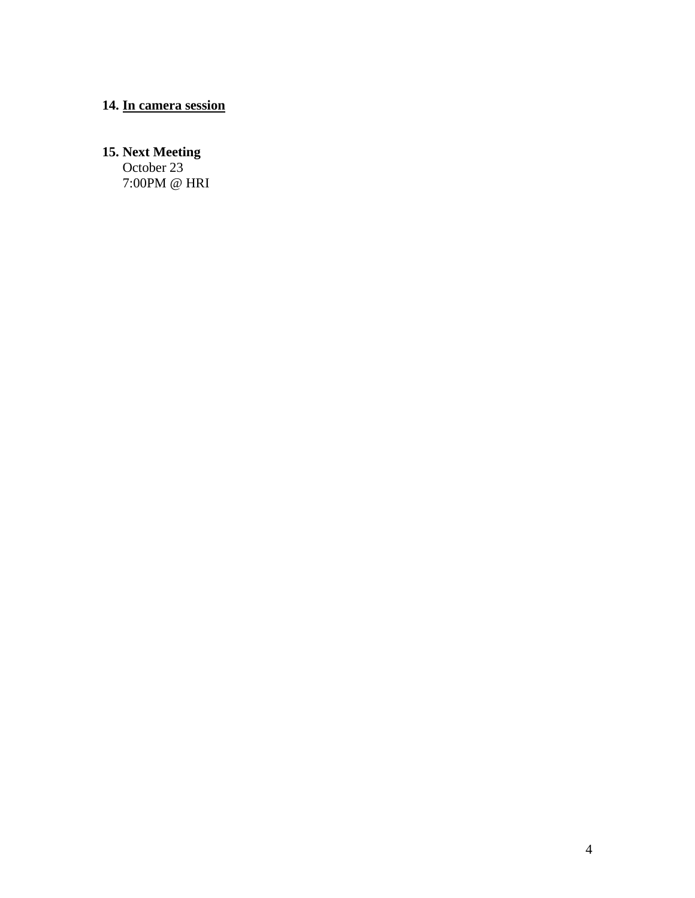**14. <u>In camera session</u>**

**15. Next Meeting**
October 23
7:00PM @ HRI